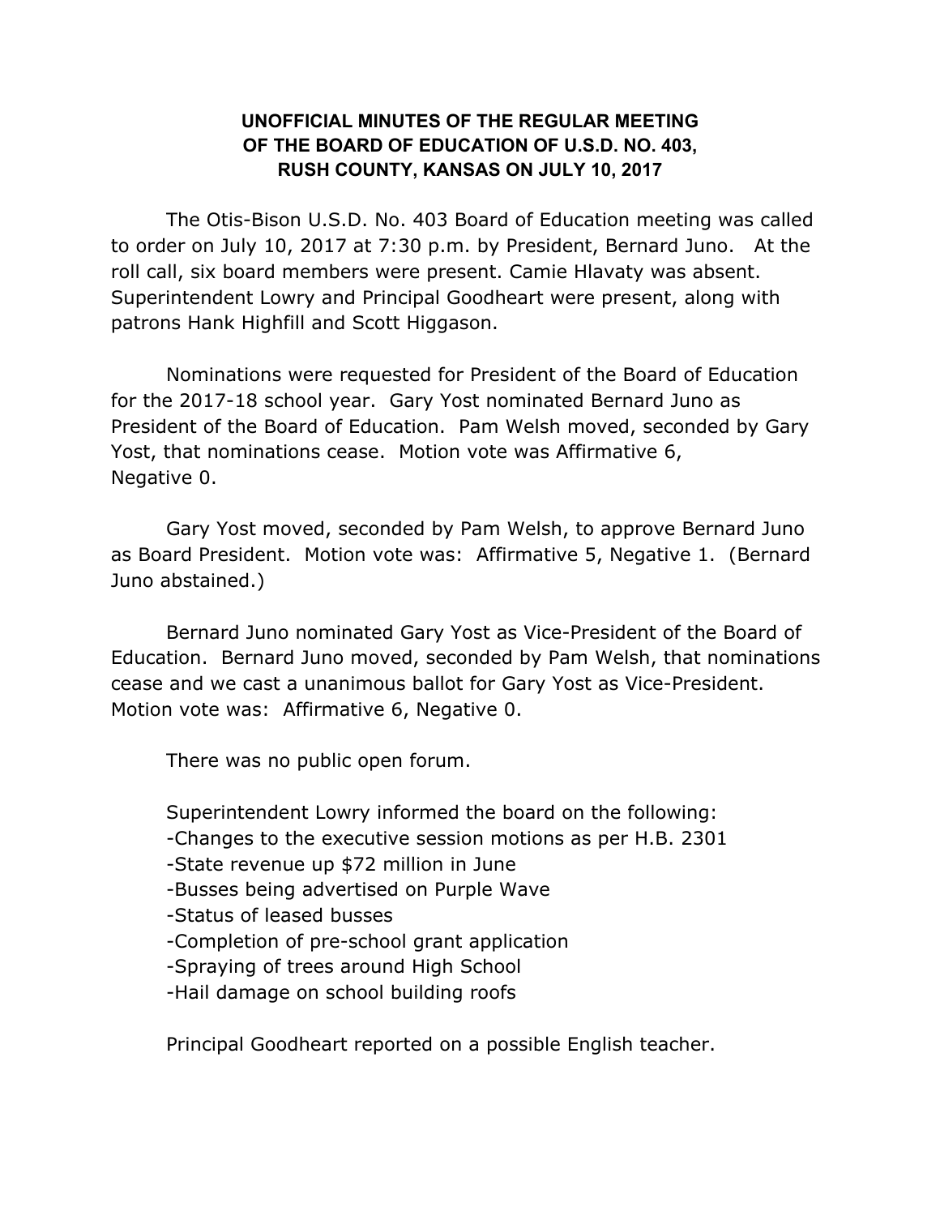# UNOFFICIAL MINUTES OF THE REGULAR MEETING OF THE BOARD OF EDUCATION OF U.S.D. NO. 403, RUSH COUNTY, KANSAS ON JULY 10, 2017

The Otis-Bison U.S.D. No. 403 Board of Education meeting was called to order on July 10, 2017 at 7:30 p.m. by President, Bernard Juno. At the roll call, six board members were present. Camie Hlavaty was absent. Superintendent Lowry and Principal Goodheart were present, along with patrons Hank Highfill and Scott Higgason.

Nominations were requested for President of the Board of Education for the 2017-18 school year. Gary Yost nominated Bernard Juno as President of the Board of Education. Pam Welsh moved, seconded by Gary Yost, that nominations cease. Motion vote was Affirmative 6, Negative 0.

Gary Yost moved, seconded by Pam Welsh, to approve Bernard Juno as Board President. Motion vote was: Affirmative 5, Negative 1. (Bernard Juno abstained.)

Bernard Juno nominated Gary Yost as Vice-President of the Board of Education. Bernard Juno moved, seconded by Pam Welsh, that nominations cease and we cast a unanimous ballot for Gary Yost as Vice-President. Motion vote was: Affirmative 6, Negative 0.

There was no public open forum.

Superintendent Lowry informed the board on the following:

- Changes to the executive session motions as per H.B. 2301
- State revenue up $72 million in June
- Busses being advertised on Purple Wave
- Status of leased busses
- Completion of pre-school grant application
- Spraying of trees around High School
- Hail damage on school building roofs

Principal Goodheart reported on a possible English teacher.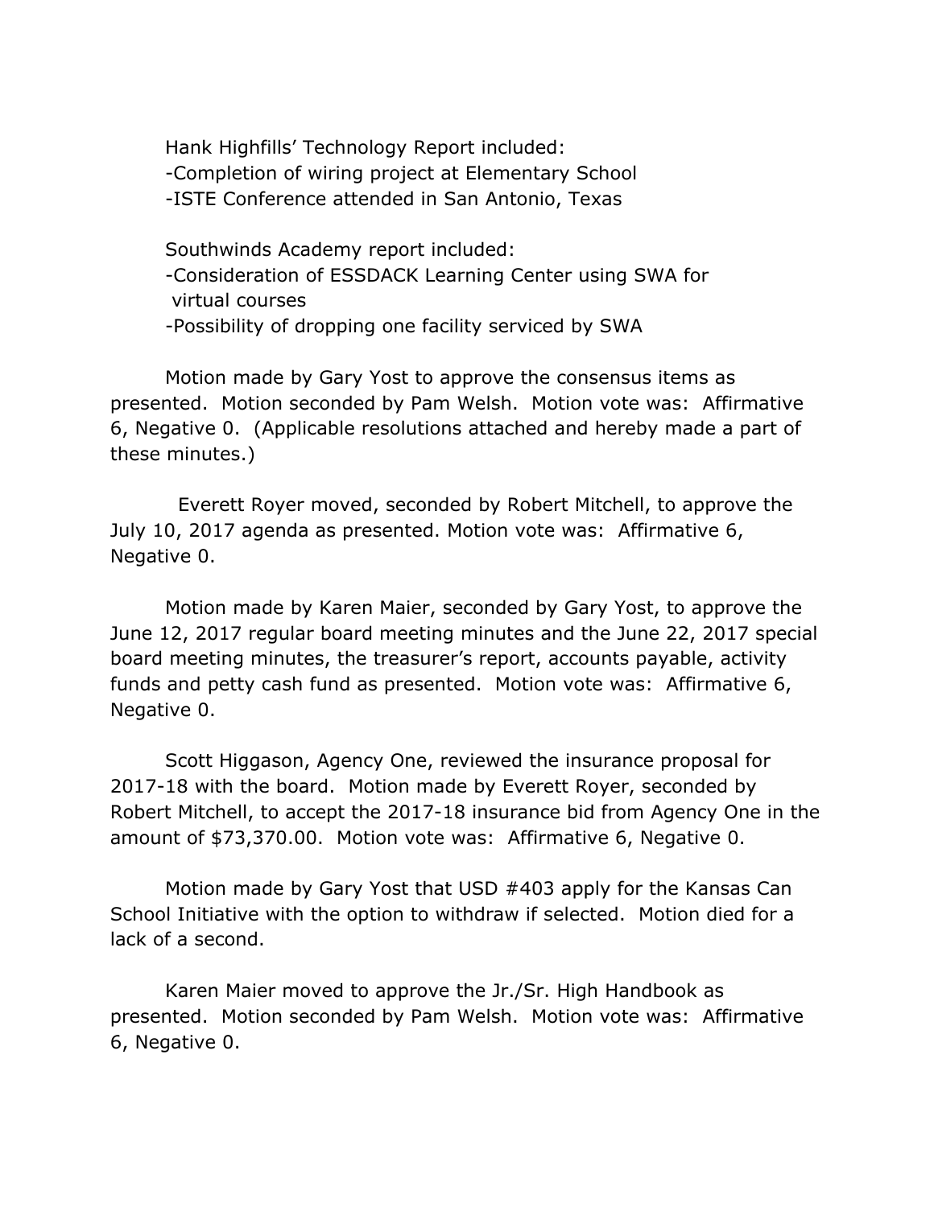Hank Highfills' Technology Report included:
-Completion of wiring project at Elementary School
-ISTE Conference attended in San Antonio, Texas

Southwinds Academy report included:
-Consideration of ESSDACK Learning Center using SWA for virtual courses
-Possibility of dropping one facility serviced by SWA

Motion made by Gary Yost to approve the consensus items as presented. Motion seconded by Pam Welsh. Motion vote was: Affirmative 6, Negative 0. (Applicable resolutions attached and hereby made a part of these minutes.)

Everett Royer moved, seconded by Robert Mitchell, to approve the July 10, 2017 agenda as presented. Motion vote was: Affirmative 6, Negative 0.

Motion made by Karen Maier, seconded by Gary Yost, to approve the June 12, 2017 regular board meeting minutes and the June 22, 2017 special board meeting minutes, the treasurer's report, accounts payable, activity funds and petty cash fund as presented. Motion vote was: Affirmative 6, Negative 0.

Scott Higgason, Agency One, reviewed the insurance proposal for 2017-18 with the board. Motion made by Everett Royer, seconded by Robert Mitchell, to accept the 2017-18 insurance bid from Agency One in the amount of $73,370.00. Motion vote was: Affirmative 6, Negative 0.

Motion made by Gary Yost that USD #403 apply for the Kansas Can School Initiative with the option to withdraw if selected. Motion died for a lack of a second.

Karen Maier moved to approve the Jr./Sr. High Handbook as presented. Motion seconded by Pam Welsh. Motion vote was: Affirmative 6, Negative 0.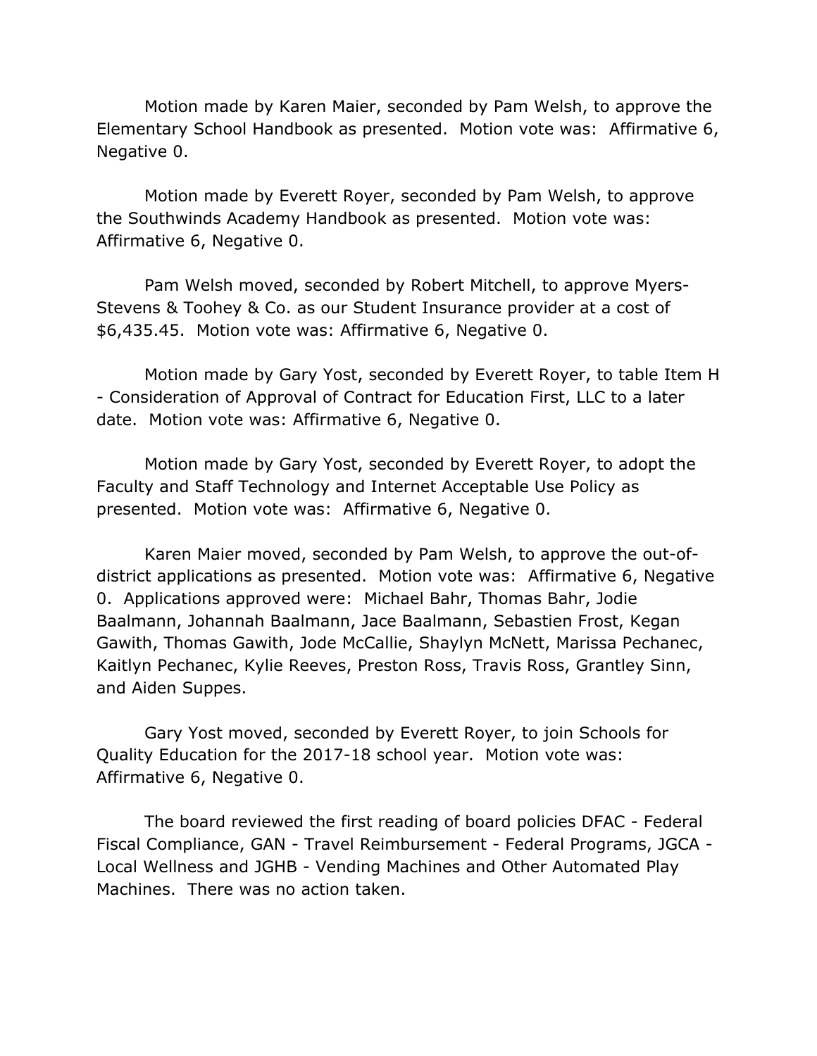Motion made by Karen Maier, seconded by Pam Welsh, to approve the Elementary School Handbook as presented. Motion vote was: Affirmative 6, Negative 0.

Motion made by Everett Royer, seconded by Pam Welsh, to approve the Southwinds Academy Handbook as presented. Motion vote was: Affirmative 6, Negative 0.

Pam Welsh moved, seconded by Robert Mitchell, to approve Myers-Stevens & Toohey & Co. as our Student Insurance provider at a cost of $6,435.45. Motion vote was: Affirmative 6, Negative 0.

Motion made by Gary Yost, seconded by Everett Royer, to table Item H - Consideration of Approval of Contract for Education First, LLC to a later date. Motion vote was: Affirmative 6, Negative 0.

Motion made by Gary Yost, seconded by Everett Royer, to adopt the Faculty and Staff Technology and Internet Acceptable Use Policy as presented. Motion vote was: Affirmative 6, Negative 0.

Karen Maier moved, seconded by Pam Welsh, to approve the out-of-district applications as presented. Motion vote was: Affirmative 6, Negative 0. Applications approved were: Michael Bahr, Thomas Bahr, Jodie Baalmann, Johannah Baalmann, Jace Baalmann, Sebastien Frost, Kegan Gawith, Thomas Gawith, Jode McCallie, Shaylyn McNett, Marissa Pechanec, Kaitlyn Pechanec, Kylie Reeves, Preston Ross, Travis Ross, Grantley Sinn, and Aiden Suppes.

Gary Yost moved, seconded by Everett Royer, to join Schools for Quality Education for the 2017-18 school year. Motion vote was: Affirmative 6, Negative 0.

The board reviewed the first reading of board policies DFAC - Federal Fiscal Compliance, GAN - Travel Reimbursement - Federal Programs, JGCA - Local Wellness and JGHB - Vending Machines and Other Automated Play Machines. There was no action taken.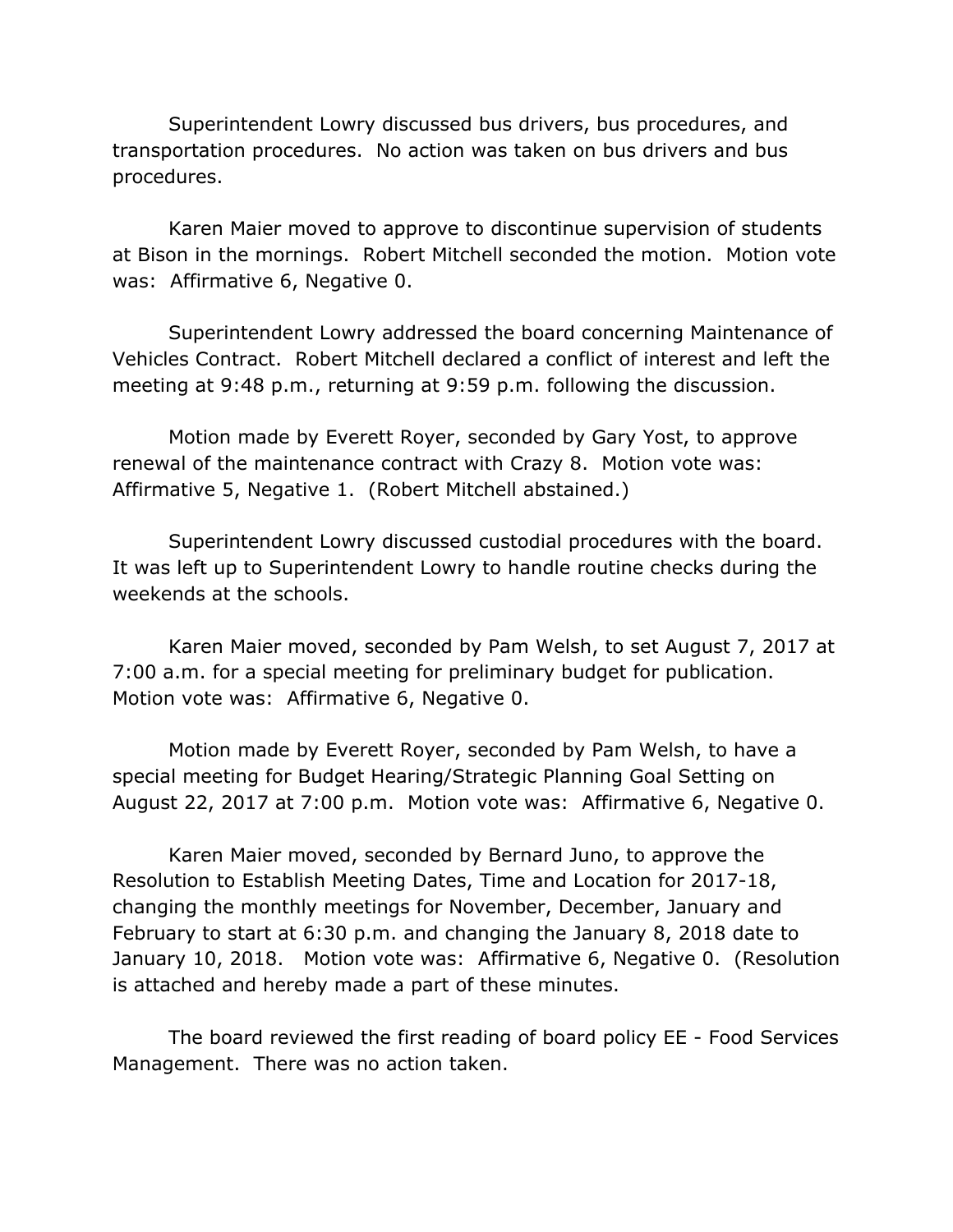Superintendent Lowry discussed bus drivers, bus procedures, and transportation procedures. No action was taken on bus drivers and bus procedures.

Karen Maier moved to approve to discontinue supervision of students at Bison in the mornings. Robert Mitchell seconded the motion. Motion vote was: Affirmative 6, Negative 0.

Superintendent Lowry addressed the board concerning Maintenance of Vehicles Contract. Robert Mitchell declared a conflict of interest and left the meeting at 9:48 p.m., returning at 9:59 p.m. following the discussion.

Motion made by Everett Royer, seconded by Gary Yost, to approve renewal of the maintenance contract with Crazy 8. Motion vote was: Affirmative 5, Negative 1. (Robert Mitchell abstained.)

Superintendent Lowry discussed custodial procedures with the board. It was left up to Superintendent Lowry to handle routine checks during the weekends at the schools.

Karen Maier moved, seconded by Pam Welsh, to set August 7, 2017 at 7:00 a.m. for a special meeting for preliminary budget for publication. Motion vote was: Affirmative 6, Negative 0.

Motion made by Everett Royer, seconded by Pam Welsh, to have a special meeting for Budget Hearing/Strategic Planning Goal Setting on August 22, 2017 at 7:00 p.m. Motion vote was: Affirmative 6, Negative 0.

Karen Maier moved, seconded by Bernard Juno, to approve the Resolution to Establish Meeting Dates, Time and Location for 2017-18, changing the monthly meetings for November, December, January and February to start at 6:30 p.m. and changing the January 8, 2018 date to January 10, 2018. Motion vote was: Affirmative 6, Negative 0. (Resolution is attached and hereby made a part of these minutes.

The board reviewed the first reading of board policy EE - Food Services Management. There was no action taken.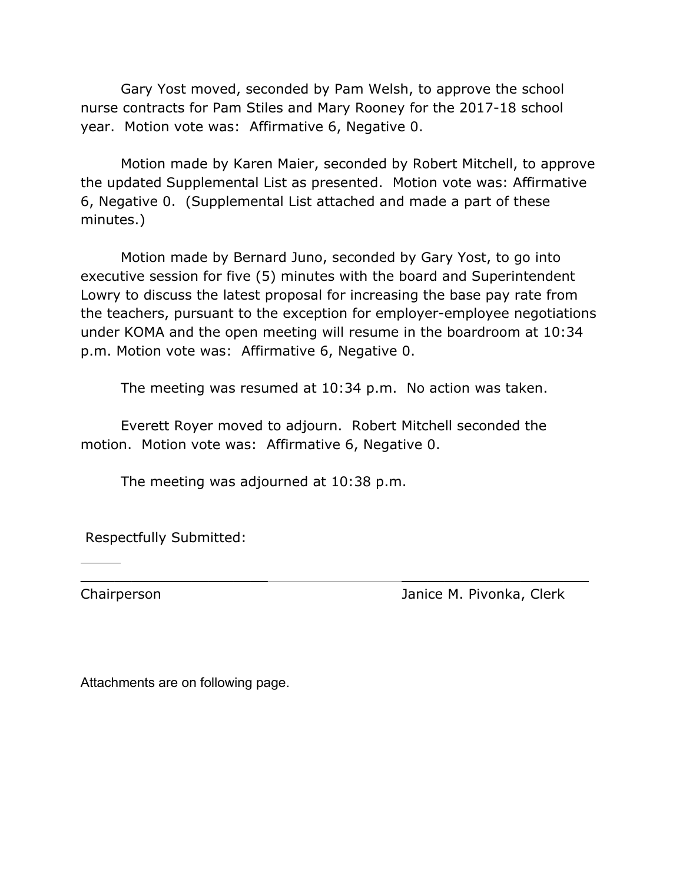Gary Yost moved, seconded by Pam Welsh, to approve the school nurse contracts for Pam Stiles and Mary Rooney for the 2017-18 school year. Motion vote was: Affirmative 6, Negative 0.

Motion made by Karen Maier, seconded by Robert Mitchell, to approve the updated Supplemental List as presented. Motion vote was: Affirmative 6, Negative 0. (Supplemental List attached and made a part of these minutes.)

Motion made by Bernard Juno, seconded by Gary Yost, to go into executive session for five (5) minutes with the board and Superintendent Lowry to discuss the latest proposal for increasing the base pay rate from the teachers, pursuant to the exception for employer-employee negotiations under KOMA and the open meeting will resume in the boardroom at 10:34 p.m. Motion vote was: Affirmative 6, Negative 0.

The meeting was resumed at 10:34 p.m. No action was taken.

Everett Royer moved to adjourn. Robert Mitchell seconded the motion. Motion vote was: Affirmative 6, Negative 0.

The meeting was adjourned at 10:38 p.m.

Respectfully Submitted:

| ______________________ | ______________________ |
|---|---|
| Chairperson | Janice M. Pivonka, Clerk |

Attachments are on following page.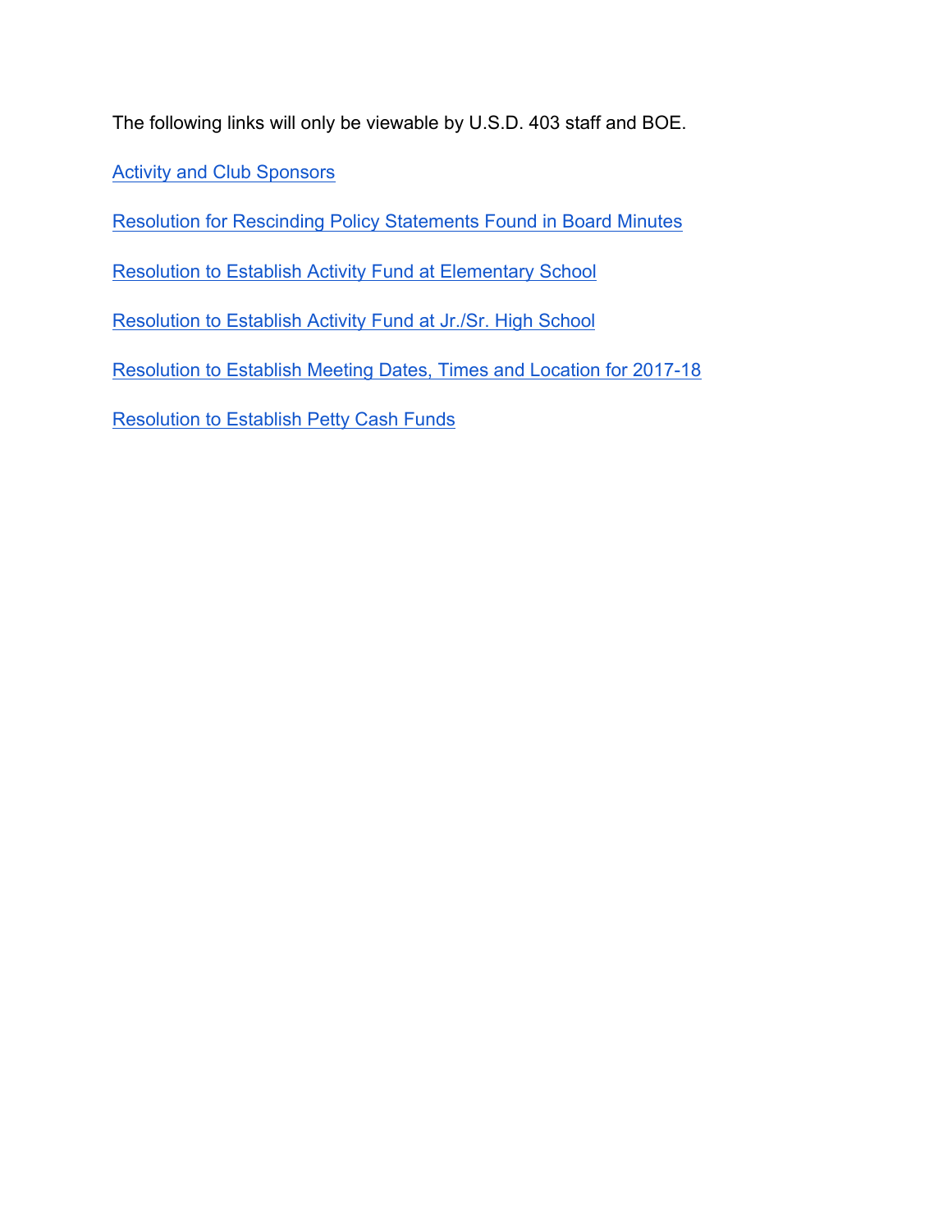The following links will only be viewable by U.S.D. 403 staff and BOE.

Activity and Club Sponsors

Resolution for Rescinding Policy Statements Found in Board Minutes

Resolution to Establish Activity Fund at Elementary School

Resolution to Establish Activity Fund at Jr./Sr. High School

Resolution to Establish Meeting Dates, Times and Location for 2017-18

Resolution to Establish Petty Cash Funds